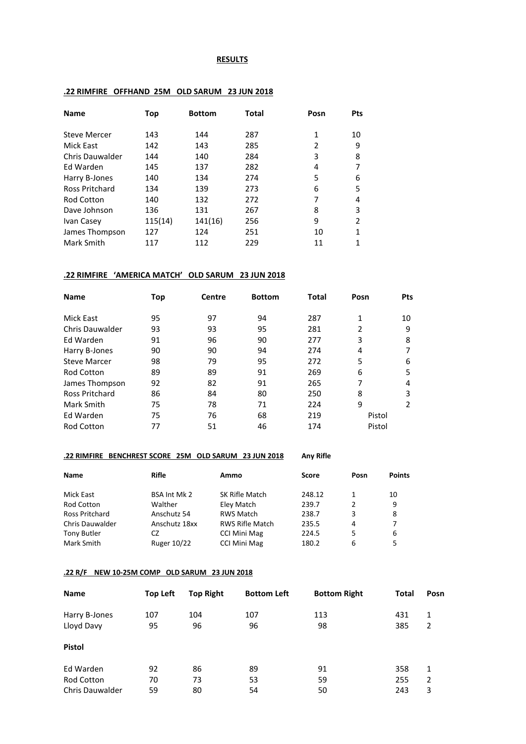**RESULTS**

**.22 RIMFIRE OFFHAND 25M OLD SARUM 23 JUN 2018**

| Name | Top | Bottom | Total | Posn | Pts |
|---|---|---|---|---|---|
| Steve Mercer | 143 | 144 | 287 | 1 | 10 |
| Mick East | 142 | 143 | 285 | 2 | 9 |
| Chris Dauwalder | 144 | 140 | 284 | 3 | 8 |
| Ed Warden | 145 | 137 | 282 | 4 | 7 |
| Harry B-Jones | 140 | 134 | 274 | 5 | 6 |
| Ross Pritchard | 134 | 139 | 273 | 6 | 5 |
| Rod Cotton | 140 | 132 | 272 | 7 | 4 |
| Dave Johnson | 136 | 131 | 267 | 8 | 3 |
| Ivan Casey | 115(14) | 141(16) | 256 | 9 | 2 |
| James Thompson | 127 | 124 | 251 | 10 | 1 |
| Mark Smith | 117 | 112 | 229 | 11 | 1 |

**.22 RIMFIRE 'AMERICA MATCH' OLD SARUM 23 JUN 2018**

| Name | Top | Centre | Bottom | Total | Posn | Pts |
|---|---|---|---|---|---|---|
| Mick East | 95 | 97 | 94 | 287 | 1 | 10 |
| Chris Dauwalder | 93 | 93 | 95 | 281 | 2 | 9 |
| Ed Warden | 91 | 96 | 90 | 277 | 3 | 8 |
| Harry B-Jones | 90 | 90 | 94 | 274 | 4 | 7 |
| Steve Marcer | 98 | 79 | 95 | 272 | 5 | 6 |
| Rod Cotton | 89 | 89 | 91 | 269 | 6 | 5 |
| James Thompson | 92 | 82 | 91 | 265 | 7 | 4 |
| Ross Pritchard | 86 | 84 | 80 | 250 | 8 | 3 |
| Mark Smith | 75 | 78 | 71 | 224 | 9 | 2 |
| Ed Warden | 75 | 76 | 68 | 219 | Pistol | |
| Rod Cotton | 77 | 51 | 46 | 174 | Pistol | |

**.22 RIMFIRE BENCHREST SCORE 25M OLD SARUM 23 JUN 2018** **Any Rifle**

| Name | Rifle | Ammo | Score | Posn | Points |
|---|---|---|---|---|---|
| Mick East | BSA Int Mk 2 | SK Rifle Match | 248.12 | 1 | 10 |
| Rod Cotton | Walther | Eley Match | 239.7 | 2 | 9 |
| Ross Pritchard | Anschutz 54 | RWS Match | 238.7 | 3 | 8 |
| Chris Dauwalder | Anschutz 18xx | RWS Rifle Match | 235.5 | 4 | 7 |
| Tony Butler | CZ | CCI Mini Mag | 224.5 | 5 | 6 |
| Mark Smith | Ruger 10/22 | CCI Mini Mag | 180.2 | 6 | 5 |

**.22 R/F NEW 10-25M COMP OLD SARUM 23 JUN 2018**

| Name | Top Left | Top Right | Bottom Left | Bottom Right | Total | Posn |
|---|---|---|---|---|---|---|
| Harry B-Jones | 107 | 104 | 107 | 113 | 431 | 1 |
| Lloyd Davy | 95 | 96 | 96 | 98 | 385 | 2 |
| **Pistol** | | | | | | |
| Ed Warden | 92 | 86 | 89 | 91 | 358 | 1 |
| Rod Cotton | 70 | 73 | 53 | 59 | 255 | 2 |
| Chris Dauwalder | 59 | 80 | 54 | 50 | 243 | 3 |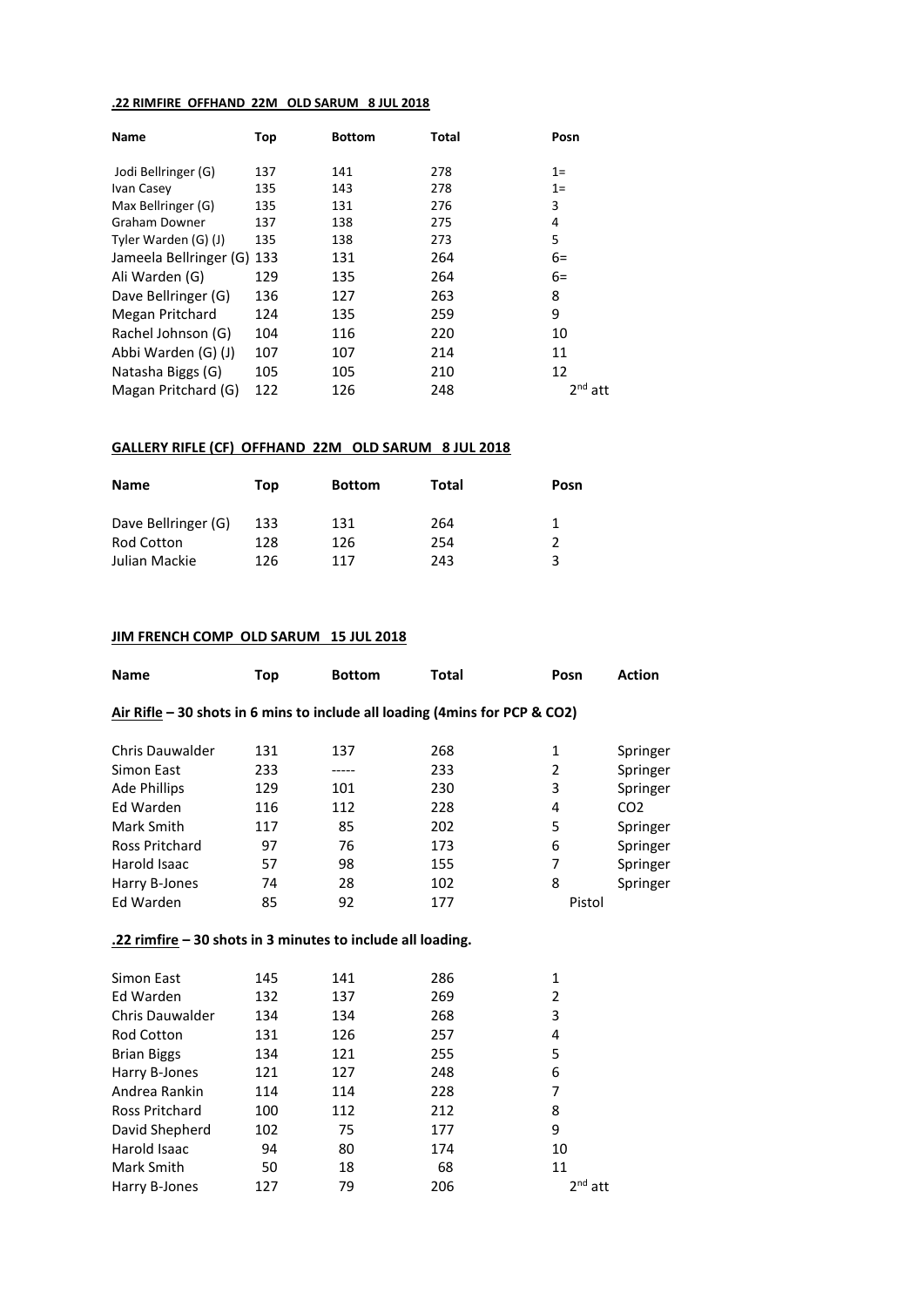**.22 RIMFIRE OFFHAND 22M OLD SARUM 8 JUL 2018**

| Name | Top | Bottom | Total | Posn |
|---|---|---|---|---|
| Jodi Bellringer (G) | 137 | 141 | 278 | 1= |
| Ivan Casey | 135 | 143 | 278 | 1= |
| Max Bellringer (G) | 135 | 131 | 276 | 3 |
| Graham Downer | 137 | 138 | 275 | 4 |
| Tyler Warden (G) (J) | 135 | 138 | 273 | 5 |
| Jameela Bellringer (G) | 133 | 131 | 264 | 6= |
| Ali Warden (G) | 129 | 135 | 264 | 6= |
| Dave Bellringer (G) | 136 | 127 | 263 | 8 |
| Megan Pritchard | 124 | 135 | 259 | 9 |
| Rachel Johnson (G) | 104 | 116 | 220 | 10 |
| Abbi Warden (G) (J) | 107 | 107 | 214 | 11 |
| Natasha Biggs (G) | 105 | 105 | 210 | 12 |
| Magan Pritchard (G) | 122 | 126 | 248 | 2nd att |

**GALLERY RIFLE (CF) OFFHAND 22M OLD SARUM 8 JUL 2018**

| Name | Top | Bottom | Total | Posn |
|---|---|---|---|---|
| Dave Bellringer (G) | 133 | 131 | 264 | 1 |
| Rod Cotton | 128 | 126 | 254 | 2 |
| Julian Mackie | 126 | 117 | 243 | 3 |

**JIM FRENCH COMP OLD SARUM 15 JUL 2018**

| Name | Top | Bottom | Total | Posn | Action |
|---|---|---|---|---|---|
| **Air Rifle – 30 shots in 6 mins to include all loading (4mins for PCP & CO2)** | | | | | |
| Chris Dauwalder | 131 | 137 | 268 | 1 | Springer |
| Simon East | 233 | ----- | 233 | 2 | Springer |
| Ade Phillips | 129 | 101 | 230 | 3 | Springer |
| Ed Warden | 116 | 112 | 228 | 4 | CO2 |
| Mark Smith | 117 | 85 | 202 | 5 | Springer |
| Ross Pritchard | 97 | 76 | 173 | 6 | Springer |
| Harold Isaac | 57 | 98 | 155 | 7 | Springer |
| Harry B-Jones | 74 | 28 | 102 | 8 | Springer |
| Ed Warden | 85 | 92 | 177 | Pistol | |
| **.22 rimfire – 30 shots in 3 minutes to include all loading.** | | | | | |
| Simon East | 145 | 141 | 286 | 1 | |
| Ed Warden | 132 | 137 | 269 | 2 | |
| Chris Dauwalder | 134 | 134 | 268 | 3 | |
| Rod Cotton | 131 | 126 | 257 | 4 | |
| Brian Biggs | 134 | 121 | 255 | 5 | |
| Harry B-Jones | 121 | 127 | 248 | 6 | |
| Andrea Rankin | 114 | 114 | 228 | 7 | |
| Ross Pritchard | 100 | 112 | 212 | 8 | |
| David Shepherd | 102 | 75 | 177 | 9 | |
| Harold Isaac | 94 | 80 | 174 | 10 | |
| Mark Smith | 50 | 18 | 68 | 11 | |
| Harry B-Jones | 127 | 79 | 206 | 2nd att | |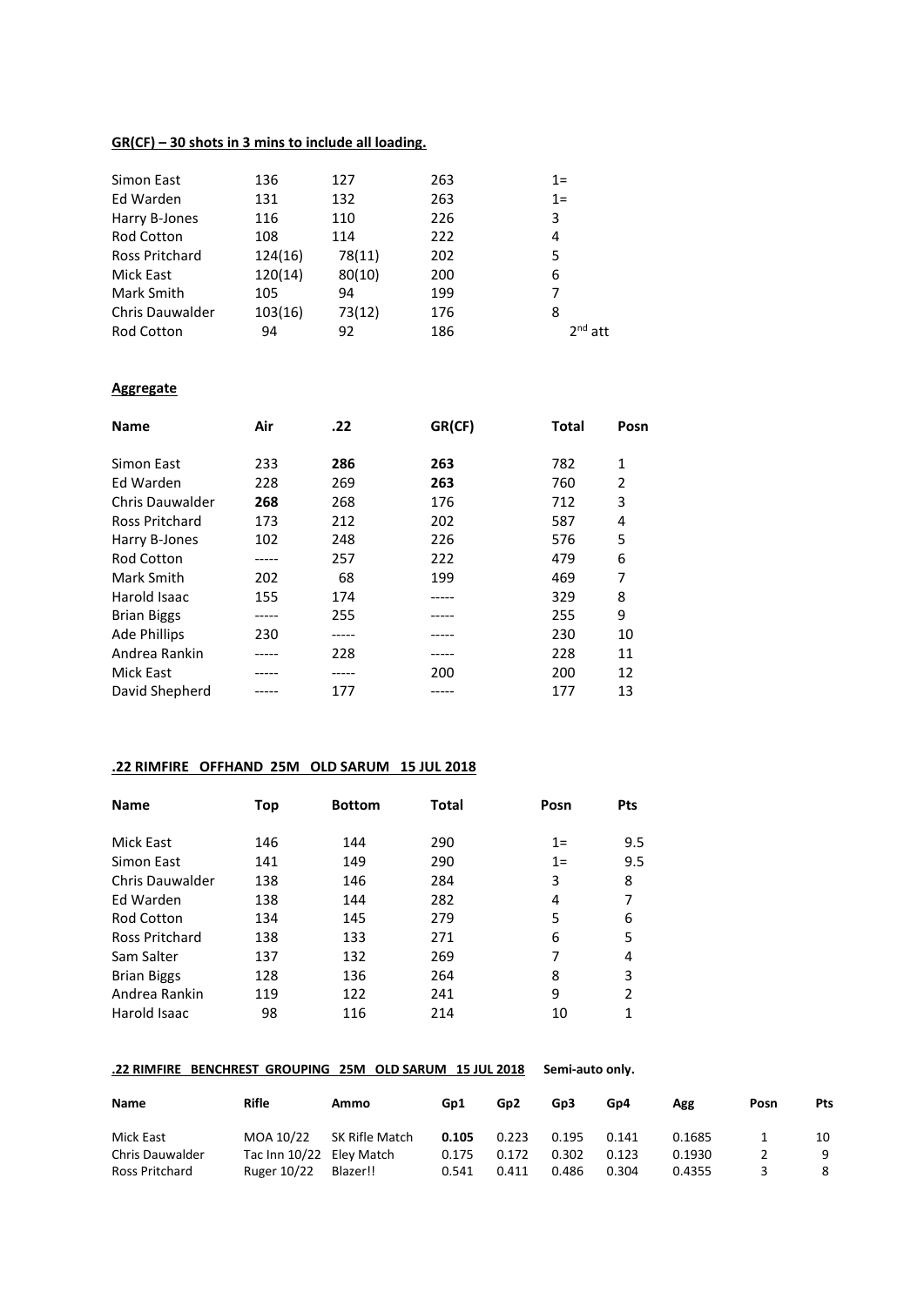**GR(CF) – 30 shots in 3 mins to include all loading.**

| | | | | |
|---|---|---|---|---|
| Simon East | 136 | 127 | 263 | 1= |
| Ed Warden | 131 | 132 | 263 | 1= |
| Harry B-Jones | 116 | 110 | 226 | 3 |
| Rod Cotton | 108 | 114 | 222 | 4 |
| Ross Pritchard | 124(16) | 78(11) | 202 | 5 |
| Mick East | 120(14) | 80(10) | 200 | 6 |
| Mark Smith | 105 | 94 | 199 | 7 |
| Chris Dauwalder | 103(16) | 73(12) | 176 | 8 |
| Rod Cotton | 94 | 92 | 186 | 2nd att |

**Aggregate**

| Name | Air | .22 | GR(CF) | Total | Posn |
|---|---|---|---|---|---|
| Simon East | 233 | **286** | **263** | 782 | 1 |
| Ed Warden | 228 | 269 | **263** | 760 | 2 |
| Chris Dauwalder | **268** | 268 | 176 | 712 | 3 |
| Ross Pritchard | 173 | 212 | 202 | 587 | 4 |
| Harry B-Jones | 102 | 248 | 226 | 576 | 5 |
| Rod Cotton | ----- | 257 | 222 | 479 | 6 |
| Mark Smith | 202 | 68 | 199 | 469 | 7 |
| Harold Isaac | 155 | 174 | ----- | 329 | 8 |
| Brian Biggs | ----- | 255 | ----- | 255 | 9 |
| Ade Phillips | 230 | ----- | ----- | 230 | 10 |
| Andrea Rankin | ----- | 228 | ----- | 228 | 11 |
| Mick East | ----- | ----- | 200 | 200 | 12 |
| David Shepherd | ----- | 177 | ----- | 177 | 13 |

**.22 RIMFIRE OFFHAND 25M OLD SARUM 15 JUL 2018**

| Name | Top | Bottom | Total | Posn | Pts |
|---|---|---|---|---|---|
| Mick East | 146 | 144 | 290 | 1= | 9.5 |
| Simon East | 141 | 149 | 290 | 1= | 9.5 |
| Chris Dauwalder | 138 | 146 | 284 | 3 | 8 |
| Ed Warden | 138 | 144 | 282 | 4 | 7 |
| Rod Cotton | 134 | 145 | 279 | 5 | 6 |
| Ross Pritchard | 138 | 133 | 271 | 6 | 5 |
| Sam Salter | 137 | 132 | 269 | 7 | 4 |
| Brian Biggs | 128 | 136 | 264 | 8 | 3 |
| Andrea Rankin | 119 | 122 | 241 | 9 | 2 |
| Harold Isaac | 98 | 116 | 214 | 10 | 1 |

**.22 RIMFIRE BENCHREST GROUPING 25M OLD SARUM 15 JUL 2018** **Semi-auto only.**

| Name | Rifle | Ammo | Gp1 | Gp2 | Gp3 | Gp4 | Agg | Posn | Pts |
|---|---|---|---|---|---|---|---|---|---|
| Mick East | MOA 10/22 | SK Rifle Match | **0.105** | 0.223 | 0.195 | 0.141 | 0.1685 | 1 | 10 |
| Chris Dauwalder | Tac Inn 10/22 | Eley Match | 0.175 | 0.172 | 0.302 | 0.123 | 0.1930 | 2 | 9 |
| Ross Pritchard | Ruger 10/22 | Blazer!! | 0.541 | 0.411 | 0.486 | 0.304 | 0.4355 | 3 | 8 |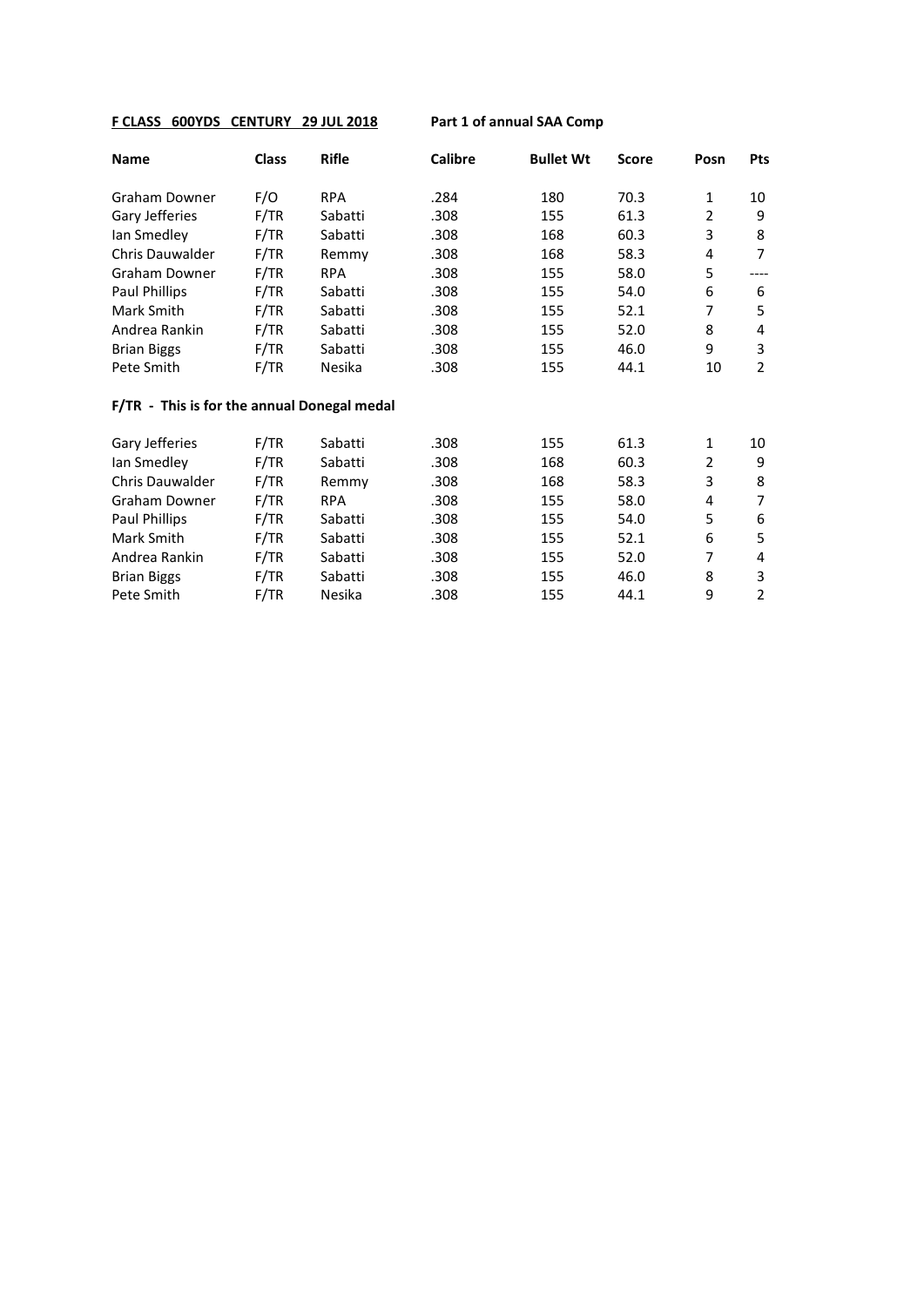**F CLASS 600YDS CENTURY 29 JUL 2018** **Part 1 of annual SAA Comp**

| Name | Class | Rifle | Calibre | Bullet Wt | Score | Posn | Pts |
|---|---|---|---|---|---|---|---|
| Graham Downer | F/O | RPA | .284 | 180 | 70.3 | 1 | 10 |
| Gary Jefferies | F/TR | Sabatti | .308 | 155 | 61.3 | 2 | 9 |
| Ian Smedley | F/TR | Sabatti | .308 | 168 | 60.3 | 3 | 8 |
| Chris Dauwalder | F/TR | Remmy | .308 | 168 | 58.3 | 4 | 7 |
| Graham Downer | F/TR | RPA | .308 | 155 | 58.0 | 5 | ---- |
| Paul Phillips | F/TR | Sabatti | .308 | 155 | 54.0 | 6 | 6 |
| Mark Smith | F/TR | Sabatti | .308 | 155 | 52.1 | 7 | 5 |
| Andrea Rankin | F/TR | Sabatti | .308 | 155 | 52.0 | 8 | 4 |
| Brian Biggs | F/TR | Sabatti | .308 | 155 | 46.0 | 9 | 3 |
| Pete Smith | F/TR | Nesika | .308 | 155 | 44.1 | 10 | 2 |

**F/TR - This is for the annual Donegal medal**

| | | | | | | | |
|---|---|---|---|---|---|---|---|
| Gary Jefferies | F/TR | Sabatti | .308 | 155 | 61.3 | 1 | 10 |
| Ian Smedley | F/TR | Sabatti | .308 | 168 | 60.3 | 2 | 9 |
| Chris Dauwalder | F/TR | Remmy | .308 | 168 | 58.3 | 3 | 8 |
| Graham Downer | F/TR | RPA | .308 | 155 | 58.0 | 4 | 7 |
| Paul Phillips | F/TR | Sabatti | .308 | 155 | 54.0 | 5 | 6 |
| Mark Smith | F/TR | Sabatti | .308 | 155 | 52.1 | 6 | 5 |
| Andrea Rankin | F/TR | Sabatti | .308 | 155 | 52.0 | 7 | 4 |
| Brian Biggs | F/TR | Sabatti | .308 | 155 | 46.0 | 8 | 3 |
| Pete Smith | F/TR | Nesika | .308 | 155 | 44.1 | 9 | 2 |